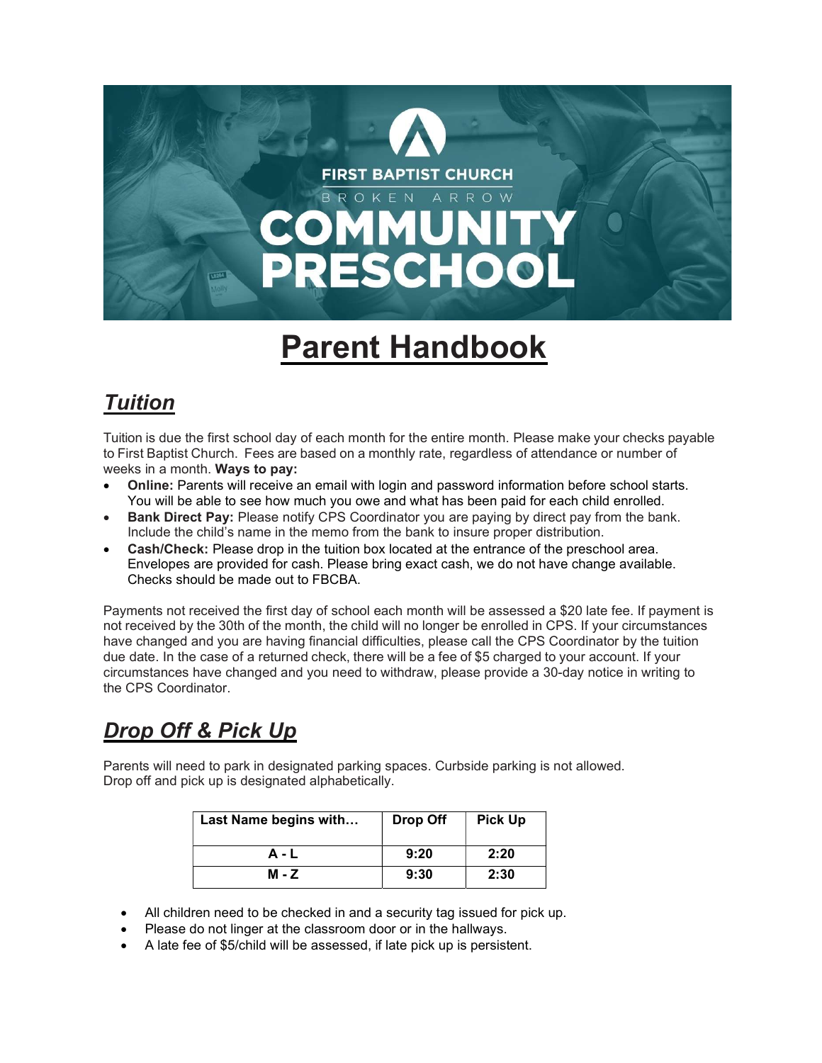FIRST BAPTIST CHURCH
BROKEN ARROW
COMMUNITY PRESCHOOL

# Parent Handbook

## *Tuition*

Tuition is due the first school day of each month for the entire month. Please make your checks payable to First Baptist Church. Fees are based on a monthly rate, regardless of attendance or number of weeks in a month. **Ways to pay:**

- **Online:** Parents will receive an email with login and password information before school starts. You will be able to see how much you owe and what has been paid for each child enrolled.
- **Bank Direct Pay:** Please notify CPS Coordinator you are paying by direct pay from the bank. Include the child's name in the memo from the bank to insure proper distribution.
- **Cash/Check:** Please drop in the tuition box located at the entrance of the preschool area. Envelopes are provided for cash. Please bring exact cash, we do not have change available. Checks should be made out to FBCBA.

Payments not received the first day of school each month will be assessed a $20 late fee. If payment is not received by the 30th of the month, the child will no longer be enrolled in CPS. If your circumstances have changed and you are having financial difficulties, please call the CPS Coordinator by the tuition due date. In the case of a returned check, there will be a fee of $5 charged to your account. If your circumstances have changed and you need to withdraw, please provide a 30-day notice in writing to the CPS Coordinator.

## *Drop Off & Pick Up*

Parents will need to park in designated parking spaces. Curbside parking is not allowed.
Drop off and pick up is designated alphabetically.

| Last Name begins with… | Drop Off | Pick Up |
|---|---|---|
| A - L | 9:20 | 2:20 |
| M - Z | 9:30 | 2:30 |

- All children need to be checked in and a security tag issued for pick up.
- Please do not linger at the classroom door or in the hallways.
- A late fee of $5/child will be assessed, if late pick up is persistent.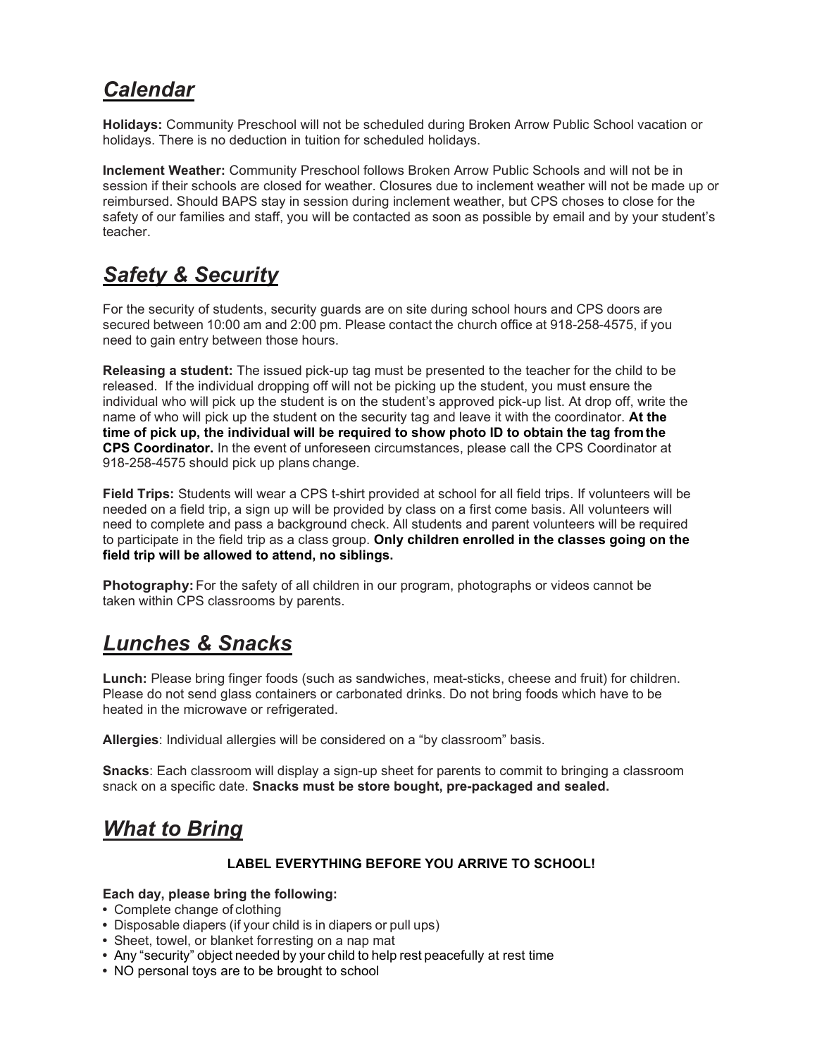## *Calendar*

**Holidays:** Community Preschool will not be scheduled during Broken Arrow Public School vacation or holidays. There is no deduction in tuition for scheduled holidays.

**Inclement Weather:** Community Preschool follows Broken Arrow Public Schools and will not be in session if their schools are closed for weather. Closures due to inclement weather will not be made up or reimbursed. Should BAPS stay in session during inclement weather, but CPS choses to close for the safety of our families and staff, you will be contacted as soon as possible by email and by your student's teacher.

## *Safety & Security*

For the security of students, security guards are on site during school hours and CPS doors are secured between 10:00 am and 2:00 pm. Please contact the church office at 918-258-4575, if you need to gain entry between those hours.

**Releasing a student:** The issued pick-up tag must be presented to the teacher for the child to be released. If the individual dropping off will not be picking up the student, you must ensure the individual who will pick up the student is on the student's approved pick-up list. At drop off, write the name of who will pick up the student on the security tag and leave it with the coordinator. **At the time of pick up, the individual will be required to show photo ID to obtain the tag from the CPS Coordinator.** In the event of unforeseen circumstances, please call the CPS Coordinator at 918-258-4575 should pick up plans change.

**Field Trips:** Students will wear a CPS t-shirt provided at school for all field trips. If volunteers will be needed on a field trip, a sign up will be provided by class on a first come basis. All volunteers will need to complete and pass a background check. All students and parent volunteers will be required to participate in the field trip as a class group. **Only children enrolled in the classes going on the field trip will be allowed to attend, no siblings.**

**Photography:** For the safety of all children in our program, photographs or videos cannot be taken within CPS classrooms by parents.

## *Lunches & Snacks*

**Lunch:** Please bring finger foods (such as sandwiches, meat-sticks, cheese and fruit) for children. Please do not send glass containers or carbonated drinks. Do not bring foods which have to be heated in the microwave or refrigerated.

**Allergies**: Individual allergies will be considered on a "by classroom" basis.

**Snacks**: Each classroom will display a sign-up sheet for parents to commit to bringing a classroom snack on a specific date. **Snacks must be store bought, pre-packaged and sealed.**

## *What to Bring*

**LABEL EVERYTHING BEFORE YOU ARRIVE TO SCHOOL!**

**Each day, please bring the following:**

- Complete change of clothing
- Disposable diapers (if your child is in diapers or pull ups)
- Sheet, towel, or blanket for resting on a nap mat
- Any "security" object needed by your child to help rest peacefully at rest time
- NO personal toys are to be brought to school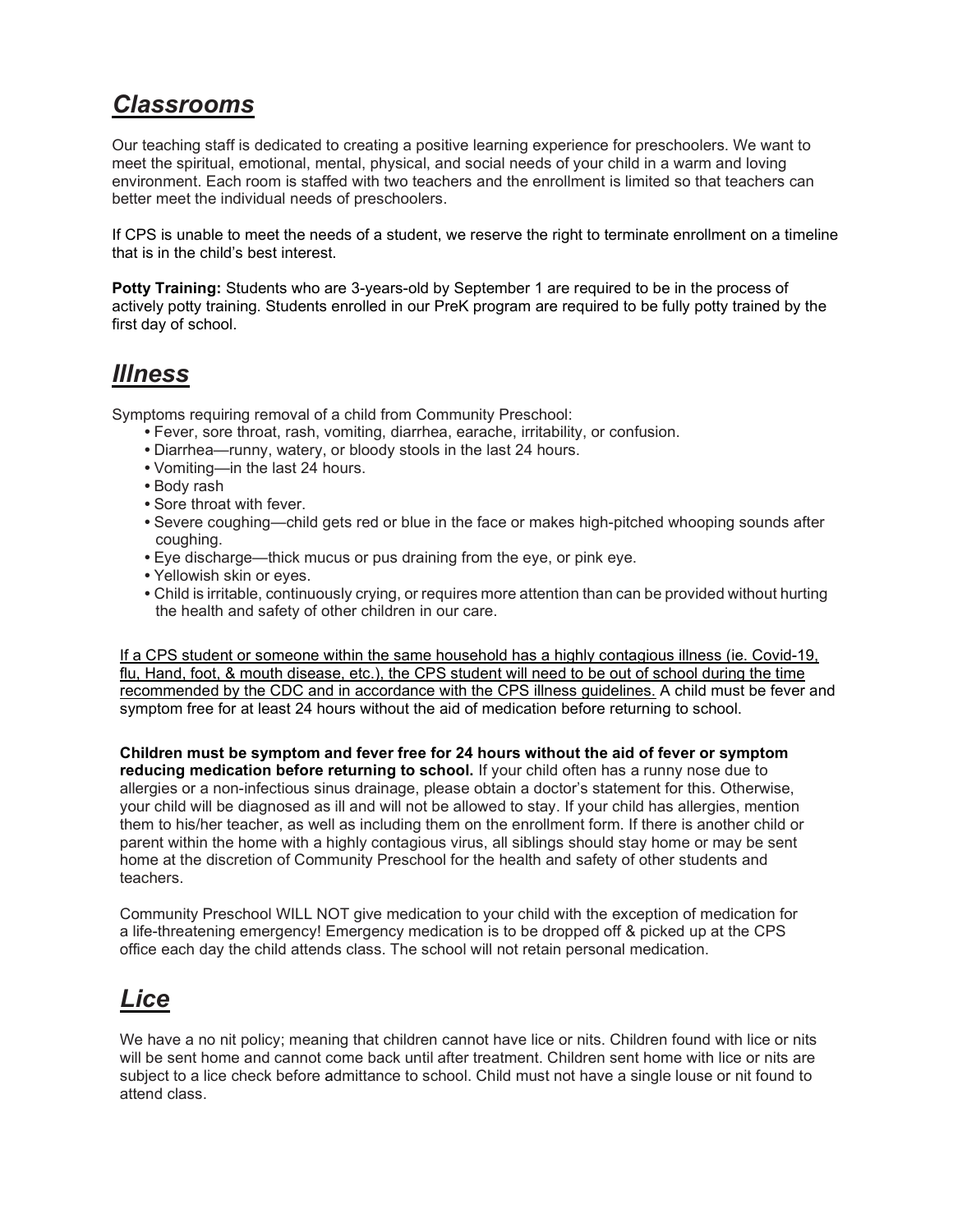## ***Classrooms***

Our teaching staff is dedicated to creating a positive learning experience for preschoolers. We want to meet the spiritual, emotional, mental, physical, and social needs of your child in a warm and loving environment. Each room is staffed with two teachers and the enrollment is limited so that teachers can better meet the individual needs of preschoolers.

If CPS is unable to meet the needs of a student, we reserve the right to terminate enrollment on a timeline that is in the child's best interest.

**Potty Training:** Students who are 3-years-old by September 1 are required to be in the process of actively potty training. Students enrolled in our PreK program are required to be fully potty trained by the first day of school.

## ***Illness***

Symptoms requiring removal of a child from Community Preschool:

- Fever, sore throat, rash, vomiting, diarrhea, earache, irritability, or confusion.
- Diarrhea—runny, watery, or bloody stools in the last 24 hours.
- Vomiting—in the last 24 hours.
- Body rash
- Sore throat with fever.
- Severe coughing—child gets red or blue in the face or makes high-pitched whooping sounds after coughing.
- Eye discharge—thick mucus or pus draining from the eye, or pink eye.
- Yellowish skin or eyes.
- Child is irritable, continuously crying, or requires more attention than can be provided without hurting the health and safety of other children in our care.

If a CPS student or someone within the same household has a highly contagious illness (ie. Covid-19, flu, Hand, foot, & mouth disease, etc.), the CPS student will need to be out of school during the time recommended by the CDC and in accordance with the CPS illness guidelines. A child must be fever and symptom free for at least 24 hours without the aid of medication before returning to school.

**Children must be symptom and fever free for 24 hours without the aid of fever or symptom reducing medication before returning to school.** If your child often has a runny nose due to allergies or a non-infectious sinus drainage, please obtain a doctor's statement for this. Otherwise, your child will be diagnosed as ill and will not be allowed to stay. If your child has allergies, mention them to his/her teacher, as well as including them on the enrollment form. If there is another child or parent within the home with a highly contagious virus, all siblings should stay home or may be sent home at the discretion of Community Preschool for the health and safety of other students and teachers.

Community Preschool WILL NOT give medication to your child with the exception of medication for a life-threatening emergency! Emergency medication is to be dropped off & picked up at the CPS office each day the child attends class. The school will not retain personal medication.

## ***Lice***

We have a no nit policy; meaning that children cannot have lice or nits. Children found with lice or nits will be sent home and cannot come back until after treatment. Children sent home with lice or nits are subject to a lice check before admittance to school. Child must not have a single louse or nit found to attend class.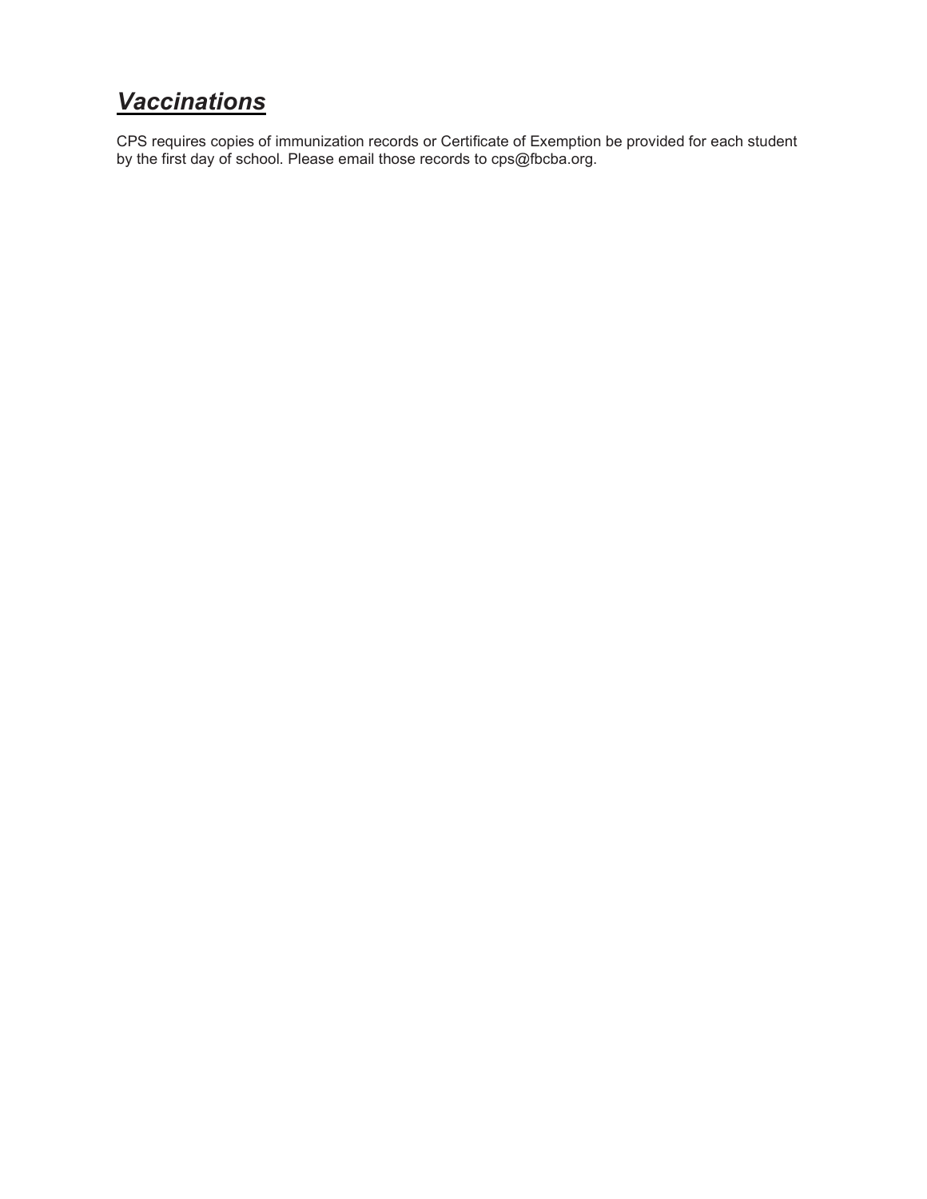## ***<u>Vaccinations</u>***

CPS requires copies of immunization records or Certificate of Exemption be provided for each student by the first day of school. Please email those records to cps@fbcba.org.